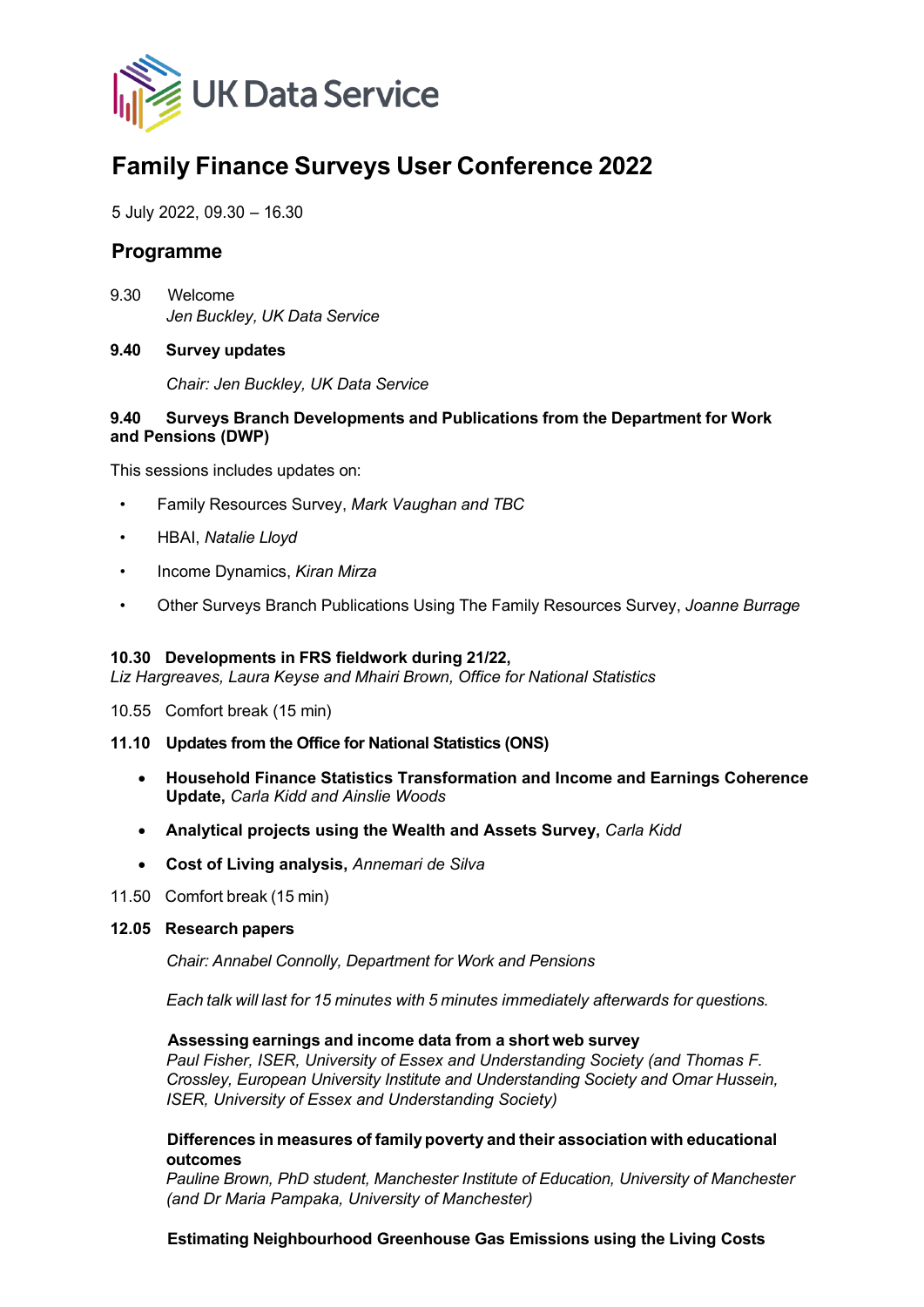UK Data Service

# Family Finance Surveys User Conference 2022

5 July 2022, 09.30 – 16.30

## Programme

9.30 Welcome
*Jen Buckley, UK Data Service*

**9.40 Survey updates**

*Chair: Jen Buckley, UK Data Service*

**9.40 Surveys Branch Developments and Publications from the Department for Work and Pensions (DWP)**

This sessions includes updates on:

- Family Resources Survey, *Mark Vaughan and TBC*
- HBAI, *Natalie Lloyd*
- Income Dynamics, *Kiran Mirza*
- Other Surveys Branch Publications Using The Family Resources Survey, *Joanne Burrage*

**10.30 Developments in FRS fieldwork during 21/22,**
*Liz Hargreaves, Laura Keyse and Mhairi Brown, Office for National Statistics*

10.55 Comfort break (15 min)

**11.10 Updates from the Office for National Statistics (ONS)**

- **Household Finance Statistics Transformation and Income and Earnings Coherence Update,** *Carla Kidd and Ainslie Woods*
- **Analytical projects using the Wealth and Assets Survey,** *Carla Kidd*
- **Cost of Living analysis,** *Annemari de Silva*

11.50 Comfort break (15 min)

**12.05 Research papers**

*Chair: Annabel Connolly, Department for Work and Pensions*

*Each talk will last for 15 minutes with 5 minutes immediately afterwards for questions.*

**Assessing earnings and income data from a short web survey**
*Paul Fisher, ISER, University of Essex and Understanding Society (and Thomas F. Crossley, European University Institute and Understanding Society and Omar Hussein, ISER, University of Essex and Understanding Society)*

**Differences in measures of family poverty and their association with educational outcomes**
*Pauline Brown, PhD student, Manchester Institute of Education, University of Manchester (and Dr Maria Pampaka, University of Manchester)*

**Estimating Neighbourhood Greenhouse Gas Emissions using the Living Costs**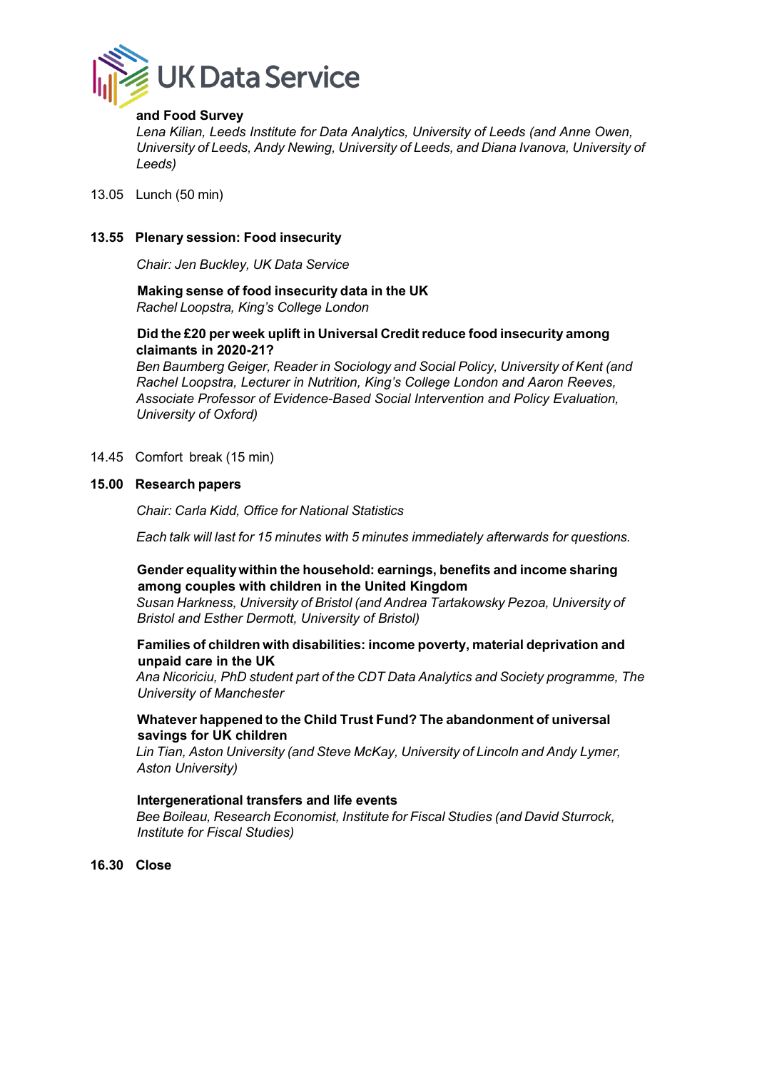**and Food Survey**
*Lena Kilian, Leeds Institute for Data Analytics, University of Leeds (and Anne Owen, University of Leeds, Andy Newing, University of Leeds, and Diana Ivanova, University of Leeds)*

13.05 Lunch (50 min)

**13.55 Plenary session: Food insecurity**

*Chair: Jen Buckley, UK Data Service*

**Making sense of food insecurity data in the UK**
*Rachel Loopstra, King's College London*

**Did the £20 per week uplift in Universal Credit reduce food insecurity among claimants in 2020-21?**
*Ben Baumberg Geiger, Reader in Sociology and Social Policy, University of Kent (and Rachel Loopstra, Lecturer in Nutrition, King's College London and Aaron Reeves, Associate Professor of Evidence-Based Social Intervention and Policy Evaluation, University of Oxford)*

14.45 Comfort break (15 min)

**15.00 Research papers**

*Chair: Carla Kidd, Office for National Statistics*

*Each talk will last for 15 minutes with 5 minutes immediately afterwards for questions.*

**Gender equality within the household: earnings, benefits and income sharing among couples with children in the United Kingdom**
*Susan Harkness, University of Bristol (and Andrea Tartakowsky Pezoa, University of Bristol and Esther Dermott, University of Bristol)*

**Families of children with disabilities: income poverty, material deprivation and unpaid care in the UK**
*Ana Nicoriciu, PhD student part of the CDT Data Analytics and Society programme, The University of Manchester*

**Whatever happened to the Child Trust Fund? The abandonment of universal savings for UK children**
*Lin Tian, Aston University (and Steve McKay, University of Lincoln and Andy Lymer, Aston University)*

**Intergenerational transfers and life events**
*Bee Boileau, Research Economist, Institute for Fiscal Studies (and David Sturrock, Institute for Fiscal Studies)*

**16.30 Close**